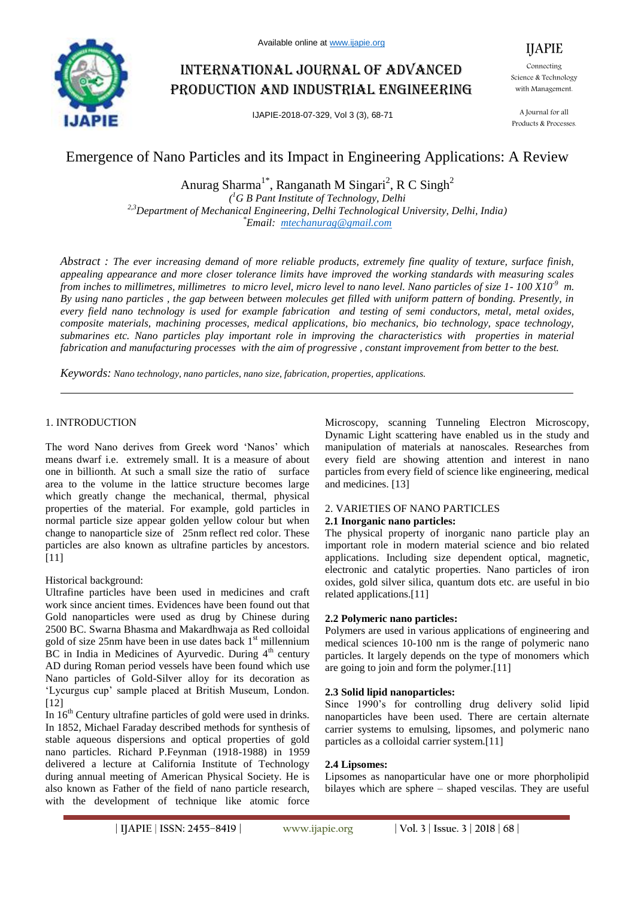# Emergence of Nano Particles and its Impact in Engineering Applications: A Review

Anurag Sharma[1*], Ranganath M Singari[2], R C Singh[2]

([1]G B Pant Institute of Technology, Delhi
[2,3]Department of Mechanical Engineering, Delhi Technological University, Delhi, India)
[*]Email: mtechanurag@gmail.com

*Abstract : The ever increasing demand of more reliable products, extremely fine quality of texture, surface finish, appealing appearance and more closer tolerance limits have improved the working standards with measuring scales from inches to millimetres, millimetres to micro level, micro level to nano level. Nano particles of size 1- 100 X10$^{-9}$ m. By using nano particles , the gap between between molecules get filled with uniform pattern of bonding. Presently, in every field nano technology is used for example fabrication and testing of semi conductors, metal, metal oxides, composite materials, machining processes, medical applications, bio mechanics, bio technology, space technology, submarines etc. Nano particles play important role in improving the characteristics with properties in material fabrication and manufacturing processes with the aim of progressive , constant improvement from better to the best.*

*Keywords: Nano technology, nano particles, nano size, fabrication, properties, applications.*

## 1. INTRODUCTION

The word Nano derives from Greek word 'Nanos' which means dwarf i.e. extremely small. It is a measure of about one in billionth. At such a small size the ratio of surface area to the volume in the lattice structure becomes large which greatly change the mechanical, thermal, physical properties of the material. For example, gold particles in normal particle size appear golden yellow colour but when change to nanoparticle size of 25nm reflect red color. These particles are also known as ultrafine particles by ancestors. [11]

Historical background:

Ultrafine particles have been used in medicines and craft work since ancient times. Evidences have been found out that Gold nanoparticles were used as drug by Chinese during 2500 BC. Swarna Bhasma and Makardhwaja as Red colloidal gold of size 25nm have been in use dates back 1st millennium BC in India in Medicines of Ayurvedic. During 4th century AD during Roman period vessels have been found which use Nano particles of Gold-Silver alloy for its decoration as 'Lycurgus cup' sample placed at British Museum, London. [12]

In 16th Century ultrafine particles of gold were used in drinks. In 1852, Michael Faraday described methods for synthesis of stable aqueous dispersions and optical properties of gold nano particles. Richard P.Feynman (1918-1988) in 1959 delivered a lecture at California Institute of Technology during annual meeting of American Physical Society. He is also known as Father of the field of nano particle research, with the development of technique like atomic force Microscopy, scanning Tunneling Electron Microscopy, Dynamic Light scattering have enabled us in the study and manipulation of materials at nanoscales. Researches from every field are showing attention and interest in nano particles from every field of science like engineering, medical and medicines. [13]

## 2. VARIETIES OF NANO PARTICLES

### 2.1 Inorganic nano particles:

The physical property of inorganic nano particle play an important role in modern material science and bio related applications. Including size dependent optical, magnetic, electronic and catalytic properties. Nano particles of iron oxides, gold silver silica, quantum dots etc. are useful in bio related applications.[11]

### 2.2 Polymeric nano particles:

Polymers are used in various applications of engineering and medical sciences 10-100 nm is the range of polymeric nano particles. It largely depends on the type of monomers which are going to join and form the polymer.[11]

### 2.3 Solid lipid nanoparticles:

Since 1990's for controlling drug delivery solid lipid nanoparticles have been used. There are certain alternate carrier systems to emulsing, lipsomes, and polymeric nano particles as a colloidal carrier system.[11]

### 2.4 Lipsomes:

Lipsomes as nanoparticular have one or more phorpholipid bilayes which are sphere – shaped vescilas. They are useful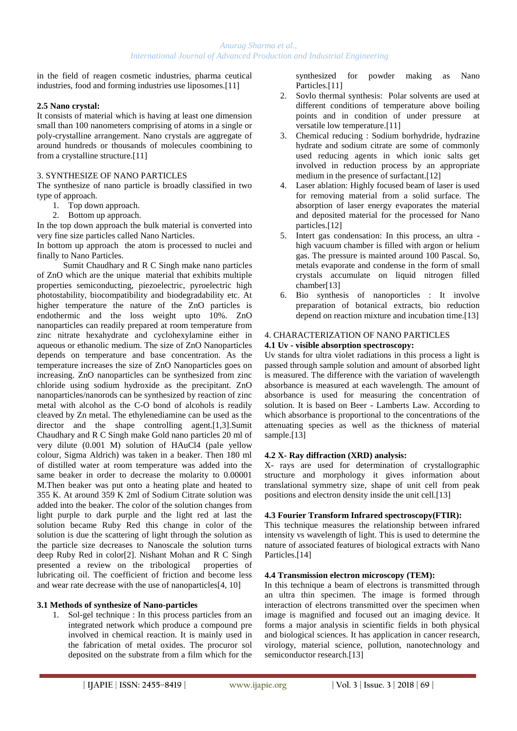in the field of reagen cosmetic industries, pharma ceutical industries, food and forming industries use liposomes.[11]

**2.5 Nano crystal:**

It consists of material which is having at least one dimension small than 100 nanometers comprising of atoms in a single or poly-crystalline arrangement. Nano crystals are aggregate of around hundreds or thousands of molecules coombining to from a crystalline structure.[11]

3. SYNTHESIZE OF NANO PARTICLES

The synthesize of nano particle is broadly classified in two type of approach.

1. Top down approach.
2. Bottom up approach.

In the top down approach the bulk material is converted into very fine size particles called Nano Narticles.

In bottom up approach the atom is processed to nuclei and finally to Nano Particles.

Sumit Chaudhary and R C Singh make nano particles of ZnO which are the unique material that exhibits multiple properties semiconducting, piezoelectric, pyroelectric high photostability, biocompatibility and biodegradability etc. At higher temperature the nature of the ZnO particles is endothermic and the loss weight upto 10%. ZnO nanoparticles can readily prepared at room temperature from zinc nitrate hexahydrate and cyclohexylamine either in aqueous or ethanolic medium. The size of ZnO Nanoparticles depends on temperature and base concentration. As the temperature increases the size of ZnO Nanoparticles goes on increasing. ZnO nanoparticles can be synthesized from zinc chloride using sodium hydroxide as the precipitant. ZnO nanoparticles/nanorods can be synthesized by reaction of zinc metal with alcohol as the C-O bond of alcohols is readily cleaved by Zn metal. The ethylenediamine can be used as the director and the shape controlling agent.[1,3].Sumit Chaudhary and R C Singh make Gold nano particles 20 ml of very dilute (0.001 M) solution of HAuCl4 (pale yellow colour, Sigma Aldrich) was taken in a beaker. Then 180 ml of distilled water at room temperature was added into the same beaker in order to decrease the molarity to 0.00001 M.Then beaker was put onto a heating plate and heated to 355 K. At around 359 K 2ml of Sodium Citrate solution was added into the beaker. The color of the solution changes from light purple to dark purple and the light red at last the solution became Ruby Red this change in color of the solution is due the scattering of light through the solution as the particle size decreases to Nanoscale the solution turns deep Ruby Red in color[2]. Nishant Mohan and R C Singh presented a review on the tribological properties of lubricating oil. The coefficient of friction and become less and wear rate decrease with the use of nanoparticles[4, 10]

**3.1 Methods of synthesize of Nano-particles**

1. Sol-gel technique : In this process particles from an integrated network which produce a compound pre involved in chemical reaction. It is mainly used in the fabrication of metal oxides. The procuror sol deposited on the substrate from a film which for the synthesized for powder making as Nano Particles.[11]
2. Sovlo thermal synthesis: Polar solvents are used at different conditions of temperature above boiling points and in condition of under pressure at versatile low temperature.[11]
3. Chemical reducing : Sodium borhydride, hydrazine hydrate and sodium citrate are some of commonly used reducing agents in which ionic salts get involved in reduction process by an appropriate medium in the presence of surfactant.[12]
4. Laser ablation: Highly focused beam of laser is used for removing material from a solid surface. The absorption of laser energy evaporates the material and deposited material for the processed for Nano particles.[12]
5. Intert gas condensation: In this process, an ultra - high vacuum chamber is filled with argon or helium gas. The pressure is mainted around 100 Pascal. So, metals evaporate and condense in the form of small crystals accumulate on liquid nitrogen filled chamber[13]
6. Bio synthesis of nanoporticles : It involve preparation of botanical extracts, bio reduction depend on reaction mixture and incubation time.[13]

4. CHARACTERIZATION OF NANO PARTICLES

**4.1 Uv - visible absorption spectroscopy:**

Uv stands for ultra violet radiations in this process a light is passed through sample solution and amount of absorbed light is measured. The difference with the variation of wavelength absorbance is measured at each wavelength. The amount of absorbance is used for measuring the concentration of solution. It is based on Beer - Lamberts Law. According to which absorbance is proportional to the concentrations of the attenuating species as well as the thickness of material sample.[13]

**4.2 X- Ray diffraction (XRD) analysis:**

X- rays are used for determination of crystallographic structure and morphology it gives information about translational symmetry size, shape of unit cell from peak positions and electron density inside the unit cell.[13]

**4.3 Fourier Transform Infrared spectroscopy(FTIR):**

This technique measures the relationship between infrared intensity vs wavelength of light. This is used to determine the nature of associated features of biological extracts with Nano Particles.[14]

**4.4 Transmission electron microscopy (TEM):**

In this technique a beam of electrons is transmitted through an ultra thin specimen. The image is formed through interaction of electrons transmitted over the specimen when image is magnified and focused out an imaging device. It forms a major analysis in scientific fields in both physical and biological sciences. It has application in cancer research, virology, material science, pollution, nanotechnology and semiconductor research.[13]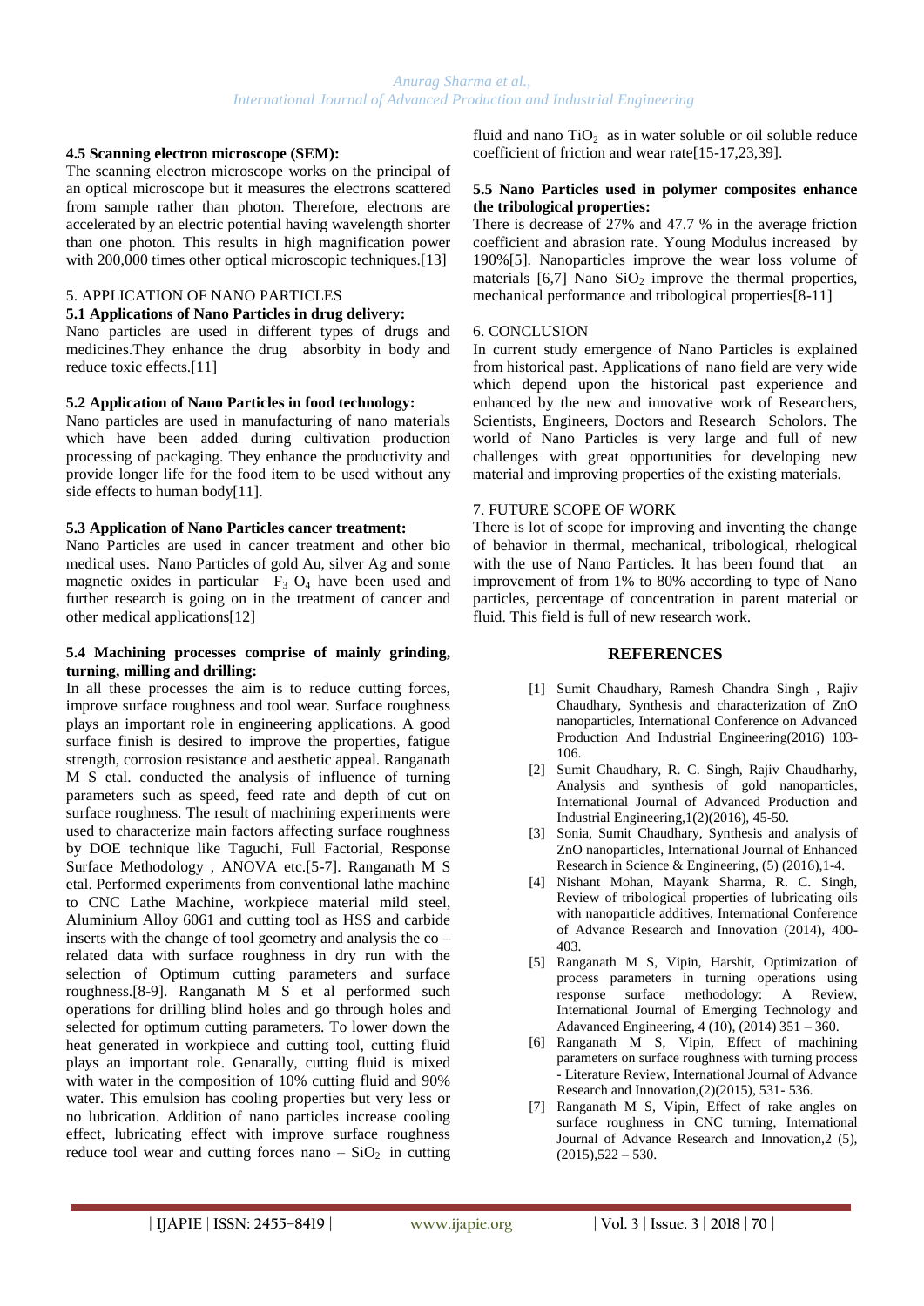### 4.5 Scanning electron microscope (SEM):

The scanning electron microscope works on the principal of an optical microscope but it measures the electrons scattered from sample rather than photon. Therefore, electrons are accelerated by an electric potential having wavelength shorter than one photon. This results in high magnification power with 200,000 times other optical microscopic techniques.[13]

## 5. APPLICATION OF NANO PARTICLES

### 5.1 Applications of Nano Particles in drug delivery:

Nano particles are used in different types of drugs and medicines.They enhance the drug absorbity in body and reduce toxic effects.[11]

### 5.2 Application of Nano Particles in food technology:

Nano particles are used in manufacturing of nano materials which have been added during cultivation production processing of packaging. They enhance the productivity and provide longer life for the food item to be used without any side effects to human body[11].

### 5.3 Application of Nano Particles cancer treatment:

Nano Particles are used in cancer treatment and other bio medical uses. Nano Particles of gold Au, silver Ag and some magnetic oxides in particular $F_3O_4$ have been used and further research is going on in the treatment of cancer and other medical applications[12]

### 5.4 Machining processes comprise of mainly grinding, turning, milling and drilling:

In all these processes the aim is to reduce cutting forces, improve surface roughness and tool wear. Surface roughness plays an important role in engineering applications. A good surface finish is desired to improve the properties, fatigue strength, corrosion resistance and aesthetic appeal. Ranganath M S etal. conducted the analysis of influence of turning parameters such as speed, feed rate and depth of cut on surface roughness. The result of machining experiments were used to characterize main factors affecting surface roughness by DOE technique like Taguchi, Full Factorial, Response Surface Methodology , ANOVA etc.[5-7]. Ranganath M S etal. Performed experiments from conventional lathe machine to CNC Lathe Machine, workpiece material mild steel, Aluminium Alloy 6061 and cutting tool as HSS and carbide inserts with the change of tool geometry and analysis the co –related data with surface roughness in dry run with the selection of Optimum cutting parameters and surface roughness.[8-9]. Ranganath M S et al performed such operations for drilling blind holes and go through holes and selected for optimum cutting parameters. To lower down the heat generated in workpiece and cutting tool, cutting fluid plays an important role. Genarally, cutting fluid is mixed with water in the composition of 10% cutting fluid and 90% water. This emulsion has cooling properties but very less or no lubrication. Addition of nano particles increase cooling effect, lubricating effect with improve surface roughness reduce tool wear and cutting forces nano – $SiO_2$ in cutting fluid and nano $TiO_2$ as in water soluble or oil soluble reduce coefficient of friction and wear rate[15-17,23,39].

### 5.5 Nano Particles used in polymer composites enhance the tribological properties:

There is decrease of 27% and 47.7 % in the average friction coefficient and abrasion rate. Young Modulus increased by 190%[5]. Nanoparticles improve the wear loss volume of materials [6,7] Nano $SiO_2$ improve the thermal properties, mechanical performance and tribological properties[8-11]

## 6. CONCLUSION

In current study emergence of Nano Particles is explained from historical past. Applications of nano field are very wide which depend upon the historical past experience and enhanced by the new and innovative work of Researchers, Scientists, Engineers, Doctors and Research Scholors. The world of Nano Particles is very large and full of new challenges with great opportunities for developing new material and improving properties of the existing materials.

## 7. FUTURE SCOPE OF WORK

There is lot of scope for improving and inventing the change of behavior in thermal, mechanical, tribological, rhelogical with the use of Nano Particles. It has been found that an improvement of from 1% to 80% according to type of Nano particles, percentage of concentration in parent material or fluid. This field is full of new research work.

## REFERENCES

[1] Sumit Chaudhary, Ramesh Chandra Singh , Rajiv Chaudhary, Synthesis and characterization of ZnO nanoparticles, International Conference on Advanced Production And Industrial Engineering(2016) 103-106.

[2] Sumit Chaudhary, R. C. Singh, Rajiv Chaudharhy, Analysis and synthesis of gold nanoparticles, International Journal of Advanced Production and Industrial Engineering,1(2)(2016), 45-50.

[3] Sonia, Sumit Chaudhary, Synthesis and analysis of ZnO nanoparticles, International Journal of Enhanced Research in Science & Engineering, (5) (2016),1-4.

[4] Nishant Mohan, Mayank Sharma, R. C. Singh, Review of tribological properties of lubricating oils with nanoparticle additives, International Conference of Advance Research and Innovation (2014), 400-403.

[5] Ranganath M S, Vipin, Harshit, Optimization of process parameters in turning operations using response surface methodology: A Review, International Journal of Emerging Technology and Adavanced Engineering, 4 (10), (2014) 351 – 360.

[6] Ranganath M S, Vipin, Effect of machining parameters on surface roughness with turning process - Literature Review, International Journal of Advance Research and Innovation,(2)(2015), 531- 536.

[7] Ranganath M S, Vipin, Effect of rake angles on surface roughness in CNC turning, International Journal of Advance Research and Innovation,2 (5), (2015),522 – 530.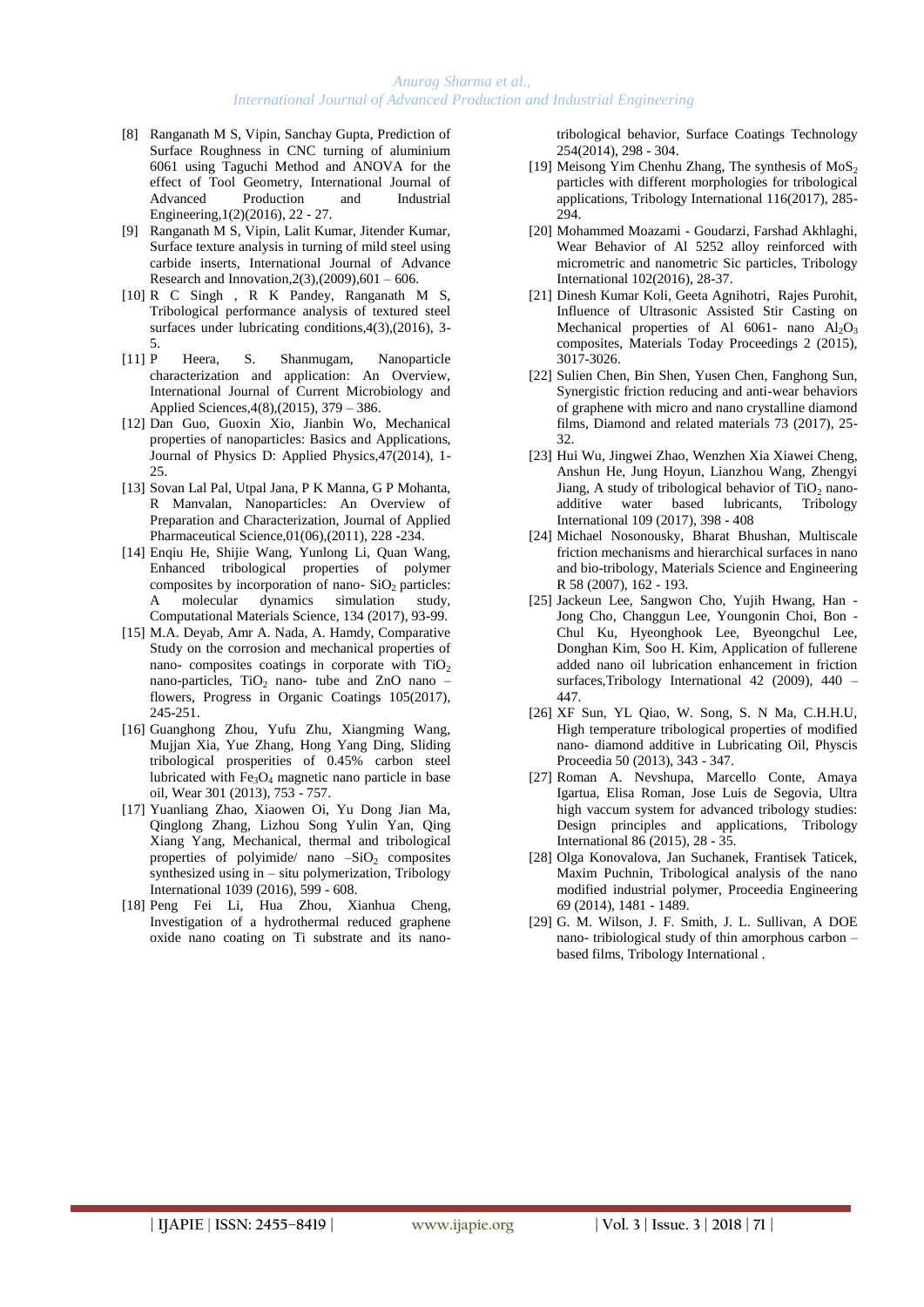[8] Ranganath M S, Vipin, Sanchay Gupta, Prediction of Surface Roughness in CNC turning of aluminium 6061 using Taguchi Method and ANOVA for the effect of Tool Geometry, International Journal of Advanced Production and Industrial Engineering,1(2)(2016), 22 - 27.

[9] Ranganath M S, Vipin, Lalit Kumar, Jitender Kumar, Surface texture analysis in turning of mild steel using carbide inserts, International Journal of Advance Research and Innovation,2(3),(2009),601 – 606.

[10] R C Singh , R K Pandey, Ranganath M S, Tribological performance analysis of textured steel surfaces under lubricating conditions,4(3),(2016), 3-5.

[11] P Heera, S. Shanmugam, Nanoparticle characterization and application: An Overview, International Journal of Current Microbiology and Applied Sciences,4(8),(2015), 379 – 386.

[12] Dan Guo, Guoxin Xio, Jianbin Wo, Mechanical properties of nanoparticles: Basics and Applications, Journal of Physics D: Applied Physics,47(2014), 1-25.

[13] Sovan Lal Pal, Utpal Jana, P K Manna, G P Mohanta, R Manvalan, Nanoparticles: An Overview of Preparation and Characterization, Journal of Applied Pharmaceutical Science,01(06),(2011), 228 -234.

[14] Enqiu He, Shijie Wang, Yunlong Li, Quan Wang, Enhanced tribological properties of polymer composites by incorporation of nano- $SiO_2$ particles: A molecular dynamics simulation study, Computational Materials Science, 134 (2017), 93-99.

[15] M.A. Deyab, Amr A. Nada, A. Hamdy, Comparative Study on the corrosion and mechanical properties of nano- composites coatings in corporate with $TiO_2$ nano-particles, $TiO_2$ nano- tube and ZnO nano – flowers, Progress in Organic Coatings 105(2017), 245-251.

[16] Guanghong Zhou, Yufu Zhu, Xiangming Wang, Mujjan Xia, Yue Zhang, Hong Yang Ding, Sliding tribological prosperities of 0.45% carbon steel lubricated with $Fe_3O_4$ magnetic nano particle in base oil, Wear 301 (2013), 753 - 757.

[17] Yuanliang Zhao, Xiaowen Oi, Yu Dong Jian Ma, Qinglong Zhang, Lizhou Song Yulin Yan, Qing Xiang Yang, Mechanical, thermal and tribological properties of polyimide/ nano $-SiO_2$ composites synthesized using in – situ polymerization, Tribology International 1039 (2016), 599 - 608.

[18] Peng Fei Li, Hua Zhou, Xianhua Cheng, Investigation of a hydrothermal reduced graphene oxide nano coating on Ti substrate and its nano-tribological behavior, Surface Coatings Technology 254(2014), 298 - 304.

[19] Meisong Yim Chenhu Zhang, The synthesis of $MoS_2$ particles with different morphologies for tribological applications, Tribology International 116(2017), 285-294.

[20] Mohammed Moazami - Goudarzi, Farshad Akhlaghi, Wear Behavior of Al 5252 alloy reinforced with micrometric and nanometric Sic particles, Tribology International 102(2016), 28-37.

[21] Dinesh Kumar Koli, Geeta Agnihotri, Rajes Purohit, Influence of Ultrasonic Assisted Stir Casting on Mechanical properties of Al 6061- nano $Al_2O_3$ composites, Materials Today Proceedings 2 (2015), 3017-3026.

[22] Sulien Chen, Bin Shen, Yusen Chen, Fanghong Sun, Synergistic friction reducing and anti-wear behaviors of graphene with micro and nano crystalline diamond films, Diamond and related materials 73 (2017), 25-32.

[23] Hui Wu, Jingwei Zhao, Wenzhen Xia Xiawei Cheng, Anshun He, Jung Hoyun, Lianzhou Wang, Zhengyi Jiang, A study of tribological behavior of $TiO_2$ nano-additive water based lubricants, Tribology International 109 (2017), 398 - 408

[24] Michael Nosonousky, Bharat Bhushan, Multiscale friction mechanisms and hierarchical surfaces in nano and bio-tribology, Materials Science and Engineering R 58 (2007), 162 - 193.

[25] Jackeun Lee, Sangwon Cho, Yujih Hwang, Han - Jong Cho, Changgun Lee, Youngonin Choi, Bon - Chul Ku, Hyeonghook Lee, Byeongchul Lee, Donghan Kim, Soo H. Kim, Application of fullerene added nano oil lubrication enhancement in friction surfaces,Tribology International 42 (2009), 440 – 447.

[26] XF Sun, YL Qiao, W. Song, S. N Ma, C.H.H.U, High temperature tribological properties of modified nano- diamond additive in Lubricating Oil, Physcis Proceedia 50 (2013), 343 - 347.

[27] Roman A. Nevshupa, Marcello Conte, Amaya Igartua, Elisa Roman, Jose Luis de Segovia, Ultra high vaccum system for advanced tribology studies: Design principles and applications, Tribology International 86 (2015), 28 - 35.

[28] Olga Konovalova, Jan Suchanek, Frantisek Taticek, Maxim Puchnin, Tribological analysis of the nano modified industrial polymer, Proceedia Engineering 69 (2014), 1481 - 1489.

[29] G. M. Wilson, J. F. Smith, J. L. Sullivan, A DOE nano- tribiological study of thin amorphous carbon – based films, Tribology International .